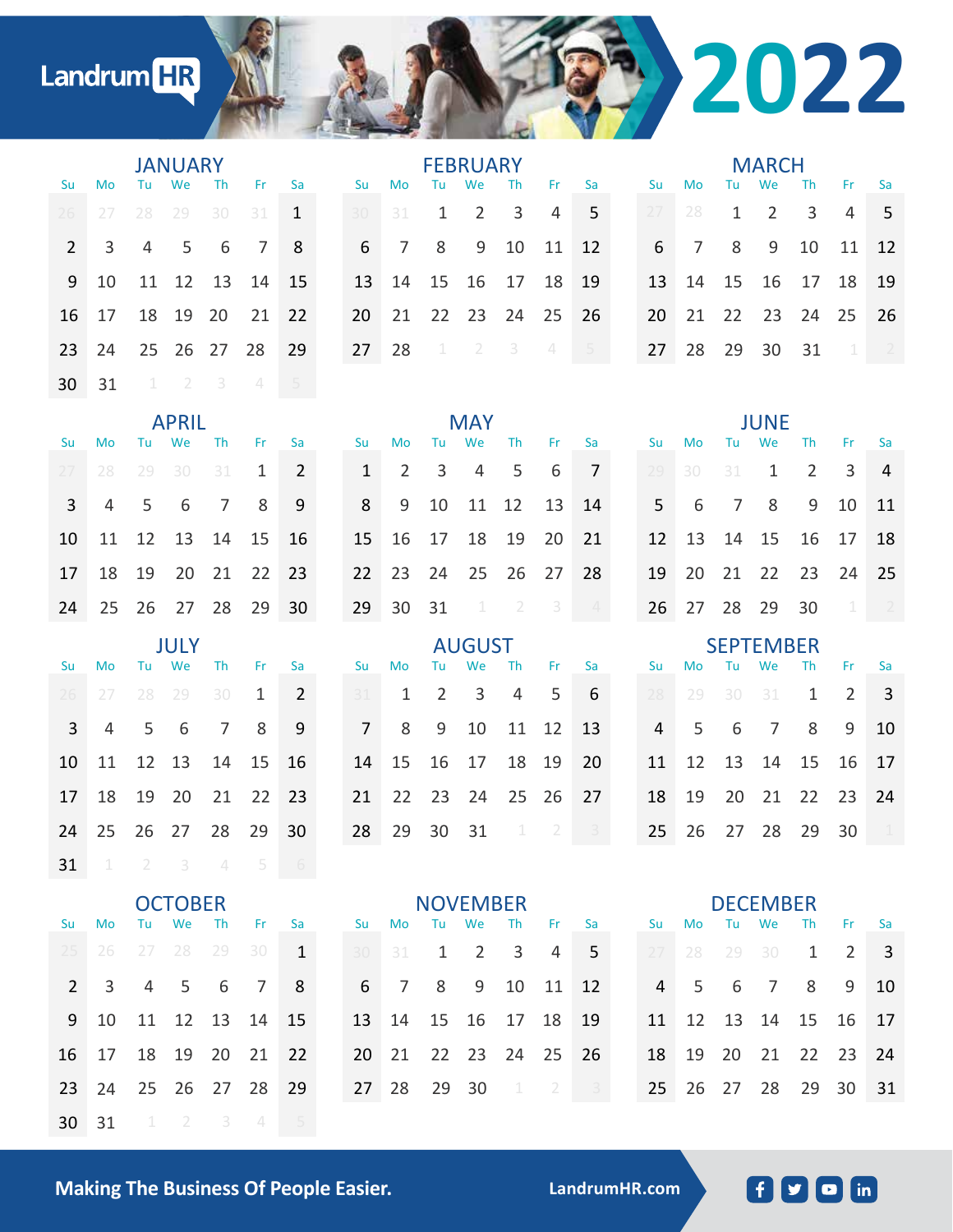# LandrumHR 2022

## JANUARY

| Su | Mo | Tu | We | Th | Fr | Sa |
|---|---|---|---|---|---|---|
| 26 | 27 | 28 | 29 | 30 | 31 | 1 |
| 2 | 3 | 4 | 5 | 6 | 7 | 8 |
| 9 | 10 | 11 | 12 | 13 | 14 | 15 |
| 16 | 17 | 18 | 19 | 20 | 21 | 22 |
| 23 | 24 | 25 | 26 | 27 | 28 | 29 |
| 30 | 31 | 1 | 2 | 3 | 4 | 5 |

## FEBRUARY

| Su | Mo | Tu | We | Th | Fr | Sa |
|---|---|---|---|---|---|---|
| 30 | 31 | 1 | 2 | 3 | 4 | 5 |
| 6 | 7 | 8 | 9 | 10 | 11 | 12 |
| 13 | 14 | 15 | 16 | 17 | 18 | 19 |
| 20 | 21 | 22 | 23 | 24 | 25 | 26 |
| 27 | 28 | 1 | 2 | 3 | 4 | 5 |

## MARCH

| Su | Mo | Tu | We | Th | Fr | Sa |
|---|---|---|---|---|---|---|
| 27 | 28 | 1 | 2 | 3 | 4 | 5 |
| 6 | 7 | 8 | 9 | 10 | 11 | 12 |
| 13 | 14 | 15 | 16 | 17 | 18 | 19 |
| 20 | 21 | 22 | 23 | 24 | 25 | 26 |
| 27 | 28 | 29 | 30 | 31 | 1 | 2 |

## APRIL

| Su | Mo | Tu | We | Th | Fr | Sa |
|---|---|---|---|---|---|---|
| 27 | 28 | 29 | 30 | 31 | 1 | 2 |
| 3 | 4 | 5 | 6 | 7 | 8 | 9 |
| 10 | 11 | 12 | 13 | 14 | 15 | 16 |
| 17 | 18 | 19 | 20 | 21 | 22 | 23 |
| 24 | 25 | 26 | 27 | 28 | 29 | 30 |

## MAY

| Su | Mo | Tu | We | Th | Fr | Sa |
|---|---|---|---|---|---|---|
| 1 | 2 | 3 | 4 | 5 | 6 | 7 |
| 8 | 9 | 10 | 11 | 12 | 13 | 14 |
| 15 | 16 | 17 | 18 | 19 | 20 | 21 |
| 22 | 23 | 24 | 25 | 26 | 27 | 28 |
| 29 | 30 | 31 | 1 | 2 | 3 | 4 |

## JUNE

| Su | Mo | Tu | We | Th | Fr | Sa |
|---|---|---|---|---|---|---|
| 29 | 30 | 31 | 1 | 2 | 3 | 4 |
| 5 | 6 | 7 | 8 | 9 | 10 | 11 |
| 12 | 13 | 14 | 15 | 16 | 17 | 18 |
| 19 | 20 | 21 | 22 | 23 | 24 | 25 |
| 26 | 27 | 28 | 29 | 30 | 1 | 2 |

## JULY

| Su | Mo | Tu | We | Th | Fr | Sa |
|---|---|---|---|---|---|---|
| 26 | 27 | 28 | 29 | 30 | 1 | 2 |
| 3 | 4 | 5 | 6 | 7 | 8 | 9 |
| 10 | 11 | 12 | 13 | 14 | 15 | 16 |
| 17 | 18 | 19 | 20 | 21 | 22 | 23 |
| 24 | 25 | 26 | 27 | 28 | 29 | 30 |
| 31 | 1 | 2 | 3 | 4 | 5 | 6 |

## AUGUST

| Su | Mo | Tu | We | Th | Fr | Sa |
|---|---|---|---|---|---|---|
| 31 | 1 | 2 | 3 | 4 | 5 | 6 |
| 7 | 8 | 9 | 10 | 11 | 12 | 13 |
| 14 | 15 | 16 | 17 | 18 | 19 | 20 |
| 21 | 22 | 23 | 24 | 25 | 26 | 27 |
| 28 | 29 | 30 | 31 | 1 | 2 | 3 |

## SEPTEMBER

| Su | Mo | Tu | We | Th | Fr | Sa |
|---|---|---|---|---|---|---|
| 28 | 29 | 30 | 31 | 1 | 2 | 3 |
| 4 | 5 | 6 | 7 | 8 | 9 | 10 |
| 11 | 12 | 13 | 14 | 15 | 16 | 17 |
| 18 | 19 | 20 | 21 | 22 | 23 | 24 |
| 25 | 26 | 27 | 28 | 29 | 30 | 1 |

## OCTOBER

| Su | Mo | Tu | We | Th | Fr | Sa |
|---|---|---|---|---|---|---|
| 25 | 26 | 27 | 28 | 29 | 30 | 1 |
| 2 | 3 | 4 | 5 | 6 | 7 | 8 |
| 9 | 10 | 11 | 12 | 13 | 14 | 15 |
| 16 | 17 | 18 | 19 | 20 | 21 | 22 |
| 23 | 24 | 25 | 26 | 27 | 28 | 29 |
| 30 | 31 | 1 | 2 | 3 | 4 | 5 |

## NOVEMBER

| Su | Mo | Tu | We | Th | Fr | Sa |
|---|---|---|---|---|---|---|
| 30 | 31 | 1 | 2 | 3 | 4 | 5 |
| 6 | 7 | 8 | 9 | 10 | 11 | 12 |
| 13 | 14 | 15 | 16 | 17 | 18 | 19 |
| 20 | 21 | 22 | 23 | 24 | 25 | 26 |
| 27 | 28 | 29 | 30 | 1 | 2 | 3 |

## DECEMBER

| Su | Mo | Tu | We | Th | Fr | Sa |
|---|---|---|---|---|---|---|
| 27 | 28 | 29 | 30 | 1 | 2 | 3 |
| 4 | 5 | 6 | 7 | 8 | 9 | 10 |
| 11 | 12 | 13 | 14 | 15 | 16 | 17 |
| 18 | 19 | 20 | 21 | 22 | 23 | 24 |
| 25 | 26 | 27 | 28 | 29 | 30 | 31 |

**Making The Business Of People Easier.** LandrumHR.com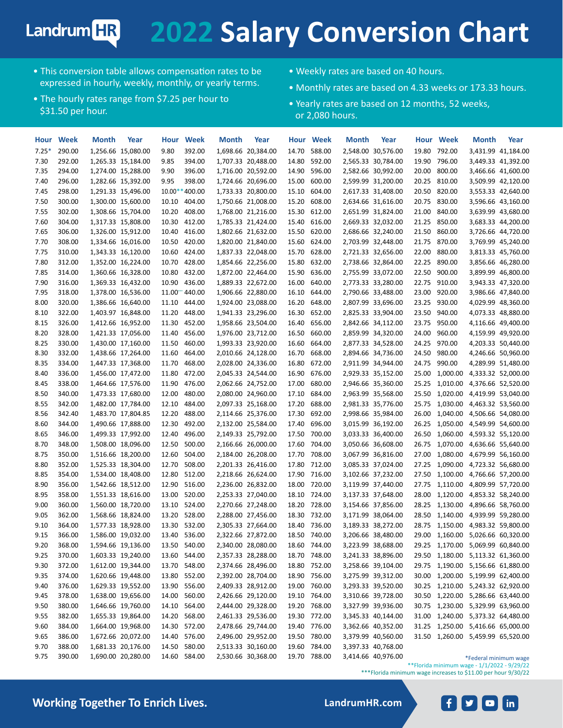# 2022 Salary Conversion Chart

- This conversion table allows compensation rates to be expressed in hourly, weekly, monthly, or yearly terms.
- The hourly rates range from $7.25 per hour to $31.50 per hour.
- Weekly rates are based on 40 hours.
- Monthly rates are based on 4.33 weeks or 173.33 hours.
- Yearly rates are based on 12 months, 52 weeks, or 2,080 hours.

| Hour | Week | Month | Year | Hour | Week | Month | Year | Hour | Week | Month | Year | Hour | Week | Month | Year |
|---|---|---|---|---|---|---|---|---|---|---|---|---|---|---|---|
| 7.25* | 290.00 | 1,256.66 | 15,080.00 | 9.80 | 392.00 | 1,698.66 | 20,384.00 | 14.70 | 588.00 | 2,548.00 | 30,576.00 | 19.80 | 792.00 | 3,431.99 | 41,184.00 |
| 7.30 | 292.00 | 1,265.33 | 15,184.00 | 9.85 | 394.00 | 1,707.33 | 20,488.00 | 14.80 | 592.00 | 2,565.33 | 30,784.00 | 19.90 | 796.00 | 3,449.33 | 41,392.00 |
| 7.35 | 294.00 | 1,274.00 | 15,288.00 | 9.90 | 396.00 | 1,716.00 | 20,592.00 | 14.90 | 596.00 | 2,582.66 | 30,992.00 | 20.00 | 800.00 | 3,466.66 | 41,600.00 |
| 7.40 | 296.00 | 1,282.66 | 15,392.00 | 9.95 | 398.00 | 1,724.66 | 20,696.00 | 15.00 | 600.00 | 2,599.99 | 31,200.00 | 20.25 | 810.00 | 3,509.99 | 42,120.00 |
| 7.45 | 298.00 | 1,291.33 | 15,496.00 | 10.00** | 400.00 | 1,733.33 | 20,800.00 | 15.10 | 604.00 | 2,617.33 | 31,408.00 | 20.50 | 820.00 | 3,553.33 | 42,640.00 |
| 7.50 | 300.00 | 1,300.00 | 15,600.00 | 10.10 | 404.00 | 1,750.66 | 21,008.00 | 15.20 | 608.00 | 2,634.66 | 31,616.00 | 20.75 | 830.00 | 3,596.66 | 43,160.00 |
| 7.55 | 302.00 | 1,308.66 | 15,704.00 | 10.20 | 408.00 | 1,768.00 | 21,216.00 | 15.30 | 612.00 | 2,651.99 | 31,824.00 | 21.00 | 840.00 | 3,639.99 | 43,680.00 |
| 7.60 | 304.00 | 1,317.33 | 15,808.00 | 10.30 | 412.00 | 1,785.33 | 21,424.00 | 15.40 | 616.00 | 2,669.33 | 32,032.00 | 21.25 | 850.00 | 3,683.33 | 44,200.00 |
| 7.65 | 306.00 | 1,326.00 | 15,912.00 | 10.40 | 416.00 | 1,802.66 | 21,632.00 | 15.50 | 620.00 | 2,686.66 | 32,240.00 | 21.50 | 860.00 | 3,726.66 | 44,720.00 |
| 7.70 | 308.00 | 1,334.66 | 16,016.00 | 10.50 | 420.00 | 1,820.00 | 21,840.00 | 15.60 | 624.00 | 2,703.99 | 32,448.00 | 21.75 | 870.00 | 3,769.99 | 45,240.00 |
| 7.75 | 310.00 | 1,343.33 | 16,120.00 | 10.60 | 424.00 | 1,837.33 | 22,048.00 | 15.70 | 628.00 | 2,721.33 | 32,656.00 | 22.00 | 880.00 | 3,813.33 | 45,760.00 |
| 7.80 | 312.00 | 1,352.00 | 16,224.00 | 10.70 | 428.00 | 1,854.66 | 22,256.00 | 15.80 | 632.00 | 2,738.66 | 32,864.00 | 22.25 | 890.00 | 3,856.66 | 46,280.00 |
| 7.85 | 314.00 | 1,360.66 | 16,328.00 | 10.80 | 432.00 | 1,872.00 | 22,464.00 | 15.90 | 636.00 | 2,755.99 | 33,072.00 | 22.50 | 900.00 | 3,899.99 | 46,800.00 |
| 7.90 | 316.00 | 1,369.33 | 16,432.00 | 10.90 | 436.00 | 1,889.33 | 22,672.00 | 16.00 | 640.00 | 2,773.33 | 33,280.00 | 22.75 | 910.00 | 3,943.33 | 47,320.00 |
| 7.95 | 318.00 | 1,378.00 | 16,536.00 | 11.00*** | 440.00 | 1,906.66 | 22,880.00 | 16.10 | 644.00 | 2,790.66 | 33,488.00 | 23.00 | 920.00 | 3,986.66 | 47,840.00 |
| 8.00 | 320.00 | 1,386.66 | 16,640.00 | 11.10 | 444.00 | 1,924.00 | 23,088.00 | 16.20 | 648.00 | 2,807.99 | 33,696.00 | 23.25 | 930.00 | 4,029.99 | 48,360.00 |
| 8.10 | 322.00 | 1,403.97 | 16,848.00 | 11.20 | 448.00 | 1,941.33 | 23,296.00 | 16.30 | 652.00 | 2,825.33 | 33,904.00 | 23.50 | 940.00 | 4,073.33 | 48,880.00 |
| 8.15 | 326.00 | 1,412.66 | 16,952.00 | 11.30 | 452.00 | 1,958.66 | 23,504.00 | 16.40 | 656.00 | 2,842.66 | 34,112.00 | 23.75 | 950.00 | 4,116.66 | 49,400.00 |
| 8.20 | 328.00 | 1,421.33 | 17,056.00 | 11.40 | 456.00 | 1,976.00 | 23,712.00 | 16.50 | 660.00 | 2,859.99 | 34,320.00 | 24.00 | 960.00 | 4,159.99 | 49,920.00 |
| 8.25 | 330.00 | 1,430.00 | 17,160.00 | 11.50 | 460.00 | 1,993.33 | 23,920.00 | 16.60 | 664.00 | 2,877.33 | 34,528.00 | 24.25 | 970.00 | 4,203.33 | 50,440.00 |
| 8.30 | 332.00 | 1,438.66 | 17,264.00 | 11.60 | 464.00 | 2,010.66 | 24,128.00 | 16.70 | 668.00 | 2,894.66 | 34,736.00 | 24.50 | 980.00 | 4,246.66 | 50,960.00 |
| 8.35 | 334.00 | 1,447.33 | 17,368.00 | 11.70 | 468.00 | 2,028.00 | 24,336.00 | 16.80 | 672.00 | 2,911.99 | 34,944.00 | 24.75 | 990.00 | 4,289.99 | 51,480.00 |
| 8.40 | 336.00 | 1,456.00 | 17,472.00 | 11.80 | 472.00 | 2,045.33 | 24,544.00 | 16.90 | 676.00 | 2,929.33 | 35,152.00 | 25.00 | 1,000.00 | 4,333.32 | 52,000.00 |
| 8.45 | 338.00 | 1,464.66 | 17,576.00 | 11.90 | 476.00 | 2,062.66 | 24,752.00 | 17.00 | 680.00 | 2,946.66 | 35,360.00 | 25.25 | 1,010.00 | 4,376.66 | 52,520.00 |
| 8.50 | 340.00 | 1,473.33 | 17,680.00 | 12.00 | 480.00 | 2,080.00 | 24,960.00 | 17.10 | 684.00 | 2,963.99 | 35,568.00 | 25.50 | 1,020.00 | 4,419.99 | 53,040.00 |
| 8.55 | 342.00 | 1,482.00 | 17,784.00 | 12.10 | 484.00 | 2,097.33 | 25,168.00 | 17.20 | 688.00 | 2,981.33 | 35,776.00 | 25.75 | 1,030.00 | 4,463.32 | 53,560.00 |
| 8.56 | 342.40 | 1,483.70 | 17,804.85 | 12.20 | 488.00 | 2,114.66 | 25,376.00 | 17.30 | 692.00 | 2,998.66 | 35,984.00 | 26.00 | 1,040.00 | 4,506.66 | 54,080.00 |
| 8.60 | 344.00 | 1,490.66 | 17,888.00 | 12.30 | 492.00 | 2,132.00 | 25,584.00 | 17.40 | 696.00 | 3,015.99 | 36,192.00 | 26.25 | 1,050.00 | 4,549.99 | 54,600.00 |
| 8.65 | 346.00 | 1,499.33 | 17,992.00 | 12.40 | 496.00 | 2,149.33 | 25,792.00 | 17.50 | 700.00 | 3,033.33 | 36,400.00 | 26.50 | 1,060.00 | 4,593.32 | 55,120.00 |
| 8.70 | 348.00 | 1,508.00 | 18,096.00 | 12.50 | 500.00 | 2,166.66 | 26,000.00 | 17.60 | 704.00 | 3,050.66 | 36,608.00 | 26.75 | 1,070.00 | 4,636.66 | 55,640.00 |
| 8.75 | 350.00 | 1,516.66 | 18,200.00 | 12.60 | 504.00 | 2,184.00 | 26,208.00 | 17.70 | 708.00 | 3,067.99 | 36,816.00 | 27.00 | 1,080.00 | 4,679.99 | 56,160.00 |
| 8.80 | 352.00 | 1,525.33 | 18,304.00 | 12.70 | 508.00 | 2,201.33 | 26,416.00 | 17.80 | 712.00 | 3,085.33 | 37,024.00 | 27.25 | 1,090.00 | 4,723.32 | 56,680.00 |
| 8.85 | 354.00 | 1,534.00 | 18,408.00 | 12.80 | 512.00 | 2,218.66 | 26,624.00 | 17.90 | 716.00 | 3,102.66 | 37,232.00 | 27.50 | 1,100.00 | 4,766.66 | 57,200.00 |
| 8.90 | 356.00 | 1,542.66 | 18,512.00 | 12.90 | 516.00 | 2,236.00 | 26,832.00 | 18.00 | 720.00 | 3,119.99 | 37,440.00 | 27.75 | 1,110.00 | 4,809.99 | 57,720.00 |
| 8.95 | 358.00 | 1,551.33 | 18,616.00 | 13.00 | 520.00 | 2,253.33 | 27,040.00 | 18.10 | 724.00 | 3,137.33 | 37,648.00 | 28.00 | 1,120.00 | 4,853.32 | 58,240.00 |
| 9.00 | 360.00 | 1,560.00 | 18,720.00 | 13.10 | 524.00 | 2,270.66 | 27,248.00 | 18.20 | 728.00 | 3,154.66 | 37,856.00 | 28.25 | 1,130.00 | 4,896.66 | 58,760.00 |
| 9.05 | 362.00 | 1,568.66 | 18,824.00 | 13.20 | 528.00 | 2,288.00 | 27,456.00 | 18.30 | 732.00 | 3,171.99 | 38,064.00 | 28.50 | 1,140.00 | 4,939.99 | 59,280.00 |
| 9.10 | 364.00 | 1,577.33 | 18,928.00 | 13.30 | 532.00 | 2,305.33 | 27,664.00 | 18.40 | 736.00 | 3,189.33 | 38,272.00 | 28.75 | 1,150.00 | 4,983.32 | 59,800.00 |
| 9.15 | 366.00 | 1,586.00 | 19,032.00 | 13.40 | 536.00 | 2,322.66 | 27,872.00 | 18.50 | 740.00 | 3,206.66 | 38,480.00 | 29.00 | 1,160.00 | 5,026.66 | 60,320.00 |
| 9.20 | 368.00 | 1,594.66 | 19,136.00 | 13.50 | 540.00 | 2,340.00 | 28,080.00 | 18.60 | 744.00 | 3,223.99 | 38,688.00 | 29.25 | 1,170.00 | 5,069.99 | 60,840.00 |
| 9.25 | 370.00 | 1,603.33 | 19,240.00 | 13.60 | 544.00 | 2,357.33 | 28,288.00 | 18.70 | 748.00 | 3,241.33 | 38,896.00 | 29.50 | 1,180.00 | 5,113.32 | 61,360.00 |
| 9.30 | 372.00 | 1,612.00 | 19,344.00 | 13.70 | 548.00 | 2,374.66 | 28,496.00 | 18.80 | 752.00 | 3,258.66 | 39,104.00 | 29.75 | 1,190.00 | 5,156.66 | 61,880.00 |
| 9.35 | 374.00 | 1,620.66 | 19,448.00 | 13.80 | 552.00 | 2,392.00 | 28,704.00 | 18.90 | 756.00 | 3,275.99 | 39,312.00 | 30.00 | 1,200.00 | 5,199.99 | 62,400.00 |
| 9.40 | 376.00 | 1,629.33 | 19,552.00 | 13.90 | 556.00 | 2,409.33 | 28,912.00 | 19.00 | 760.00 | 3,293.33 | 39,520.00 | 30.25 | 1,210.00 | 5,243.32 | 62,920.00 |
| 9.45 | 378.00 | 1,638.00 | 19,656.00 | 14.00 | 560.00 | 2,426.66 | 29,120.00 | 19.10 | 764.00 | 3,310.66 | 39,728.00 | 30.50 | 1,220.00 | 5,286.66 | 63,440.00 |
| 9.50 | 380.00 | 1,646.66 | 19,760.00 | 14.10 | 564.00 | 2,444.00 | 29,328.00 | 19.20 | 768.00 | 3,327.99 | 39,936.00 | 30.75 | 1,230.00 | 5,329.99 | 63,960.00 |
| 9.55 | 382.00 | 1,655.33 | 19,864.00 | 14.20 | 568.00 | 2,461.33 | 29,536.00 | 19.30 | 772.00 | 3,345.33 | 40,144.00 | 31.00 | 1,240.00 | 5,373.32 | 64,480.00 |
| 9.60 | 384.00 | 1,664.00 | 19,968.00 | 14.30 | 572.00 | 2,478.66 | 29,744.00 | 19.40 | 776.00 | 3,362.66 | 40,352.00 | 31.25 | 1,250.00 | 5,416.66 | 65,000.00 |
| 9.65 | 386.00 | 1,672.66 | 20,072.00 | 14.40 | 576.00 | 2,496.00 | 29,952.00 | 19.50 | 780.00 | 3,379.99 | 40,560.00 | 31.50 | 1,260.00 | 5,459.99 | 65,520.00 |
| 9.70 | 388.00 | 1,681.33 | 20,176.00 | 14.50 | 580.00 | 2,513.33 | 30,160.00 | 19.60 | 784.00 | 3,397.33 | 40,768.00 | | | | |
| 9.75 | 390.00 | 1,690.00 | 20,280.00 | 14.60 | 584.00 | 2,530.66 | 30,368.00 | 19.70 | 788.00 | 3,414.66 | 40,976.00 | | | | |

*Federal minimum wage
**Florida minimum wage - 1/1/2022 - 9/29/22
***Florida minimum wage increases to $11.00 per hour 9/30/22

**Working Together To Enrich Lives.**

LandrumHR.com